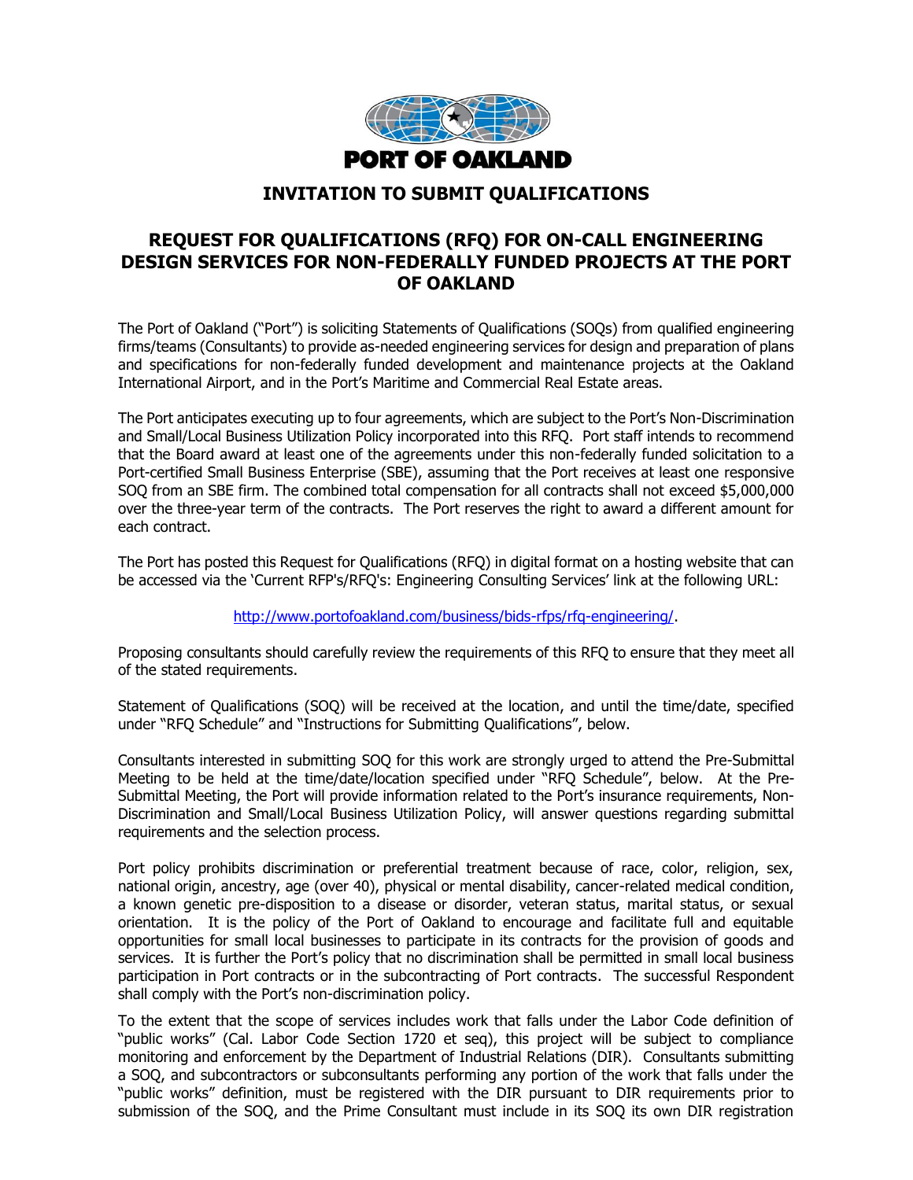**PORT OF OAKLAND**

# INVITATION TO SUBMIT QUALIFICATIONS

## REQUEST FOR QUALIFICATIONS (RFQ) FOR ON-CALL ENGINEERING DESIGN SERVICES FOR NON-FEDERALLY FUNDED PROJECTS AT THE PORT OF OAKLAND

The Port of Oakland ("Port") is soliciting Statements of Qualifications (SOQs) from qualified engineering firms/teams (Consultants) to provide as-needed engineering services for design and preparation of plans and specifications for non-federally funded development and maintenance projects at the Oakland International Airport, and in the Port's Maritime and Commercial Real Estate areas.

The Port anticipates executing up to four agreements, which are subject to the Port's Non-Discrimination and Small/Local Business Utilization Policy incorporated into this RFQ. Port staff intends to recommend that the Board award at least one of the agreements under this non-federally funded solicitation to a Port-certified Small Business Enterprise (SBE), assuming that the Port receives at least one responsive SOQ from an SBE firm. The combined total compensation for all contracts shall not exceed $5,000,000 over the three-year term of the contracts. The Port reserves the right to award a different amount for each contract.

The Port has posted this Request for Qualifications (RFQ) in digital format on a hosting website that can be accessed via the 'Current RFP's/RFQ's: Engineering Consulting Services' link at the following URL:

http://www.portofoakland.com/business/bids-rfps/rfq-engineering/.

Proposing consultants should carefully review the requirements of this RFQ to ensure that they meet all of the stated requirements.

Statement of Qualifications (SOQ) will be received at the location, and until the time/date, specified under "RFQ Schedule" and "Instructions for Submitting Qualifications", below.

Consultants interested in submitting SOQ for this work are strongly urged to attend the Pre-Submittal Meeting to be held at the time/date/location specified under "RFQ Schedule", below. At the Pre-Submittal Meeting, the Port will provide information related to the Port's insurance requirements, Non-Discrimination and Small/Local Business Utilization Policy, will answer questions regarding submittal requirements and the selection process.

Port policy prohibits discrimination or preferential treatment because of race, color, religion, sex, national origin, ancestry, age (over 40), physical or mental disability, cancer-related medical condition, a known genetic pre-disposition to a disease or disorder, veteran status, marital status, or sexual orientation. It is the policy of the Port of Oakland to encourage and facilitate full and equitable opportunities for small local businesses to participate in its contracts for the provision of goods and services. It is further the Port's policy that no discrimination shall be permitted in small local business participation in Port contracts or in the subcontracting of Port contracts. The successful Respondent shall comply with the Port's non-discrimination policy.

To the extent that the scope of services includes work that falls under the Labor Code definition of "public works" (Cal. Labor Code Section 1720 et seq), this project will be subject to compliance monitoring and enforcement by the Department of Industrial Relations (DIR). Consultants submitting a SOQ, and subcontractors or subconsultants performing any portion of the work that falls under the "public works" definition, must be registered with the DIR pursuant to DIR requirements prior to submission of the SOQ, and the Prime Consultant must include in its SOQ its own DIR registration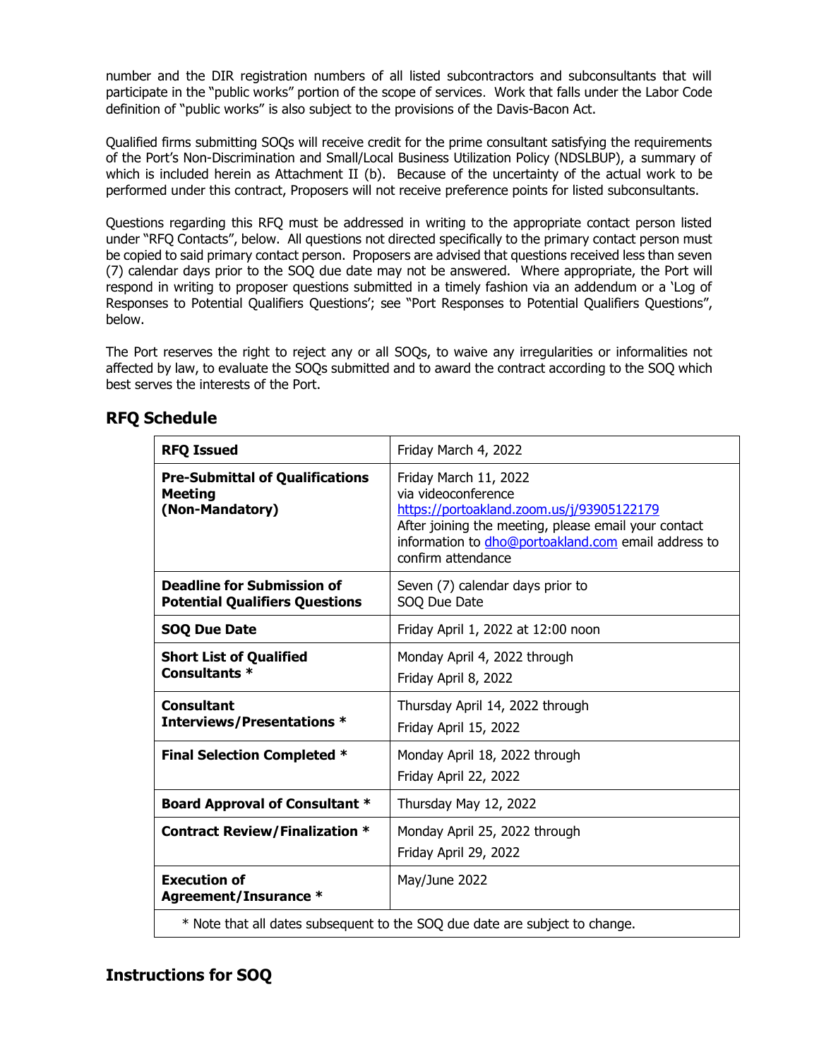number and the DIR registration numbers of all listed subcontractors and subconsultants that will participate in the "public works" portion of the scope of services. Work that falls under the Labor Code definition of "public works" is also subject to the provisions of the Davis-Bacon Act.

Qualified firms submitting SOQs will receive credit for the prime consultant satisfying the requirements of the Port's Non-Discrimination and Small/Local Business Utilization Policy (NDSLBUP), a summary of which is included herein as Attachment II (b). Because of the uncertainty of the actual work to be performed under this contract, Proposers will not receive preference points for listed subconsultants.

Questions regarding this RFQ must be addressed in writing to the appropriate contact person listed under "RFQ Contacts", below. All questions not directed specifically to the primary contact person must be copied to said primary contact person. Proposers are advised that questions received less than seven (7) calendar days prior to the SOQ due date may not be answered. Where appropriate, the Port will respond in writing to proposer questions submitted in a timely fashion via an addendum or a 'Log of Responses to Potential Qualifiers Questions'; see "Port Responses to Potential Qualifiers Questions", below.

The Port reserves the right to reject any or all SOQs, to waive any irregularities or informalities not affected by law, to evaluate the SOQs submitted and to award the contract according to the SOQ which best serves the interests of the Port.

## RFQ Schedule

| | |
|---|---|
| **RFQ Issued** | Friday March 4, 2022 |
| **Pre-Submittal of Qualifications Meeting (Non-Mandatory)** | Friday March 11, 2022 via videoconference https://portoakland.zoom.us/j/93905122179 After joining the meeting, please email your contact information to dho@portoakland.com email address to confirm attendance |
| **Deadline for Submission of Potential Qualifiers Questions** | Seven (7) calendar days prior to SOQ Due Date |
| **SOQ Due Date** | Friday April 1, 2022 at 12:00 noon |
| **Short List of Qualified Consultants *** | Monday April 4, 2022 through Friday April 8, 2022 |
| **Consultant Interviews/Presentations *** | Thursday April 14, 2022 through Friday April 15, 2022 |
| **Final Selection Completed *** | Monday April 18, 2022 through Friday April 22, 2022 |
| **Board Approval of Consultant *** | Thursday May 12, 2022 |
| **Contract Review/Finalization *** | Monday April 25, 2022 through Friday April 29, 2022 |
| **Execution of Agreement/Insurance *** | May/June 2022 |
| * Note that all dates subsequent to the SOQ due date are subject to change. | |

## Instructions for SOQ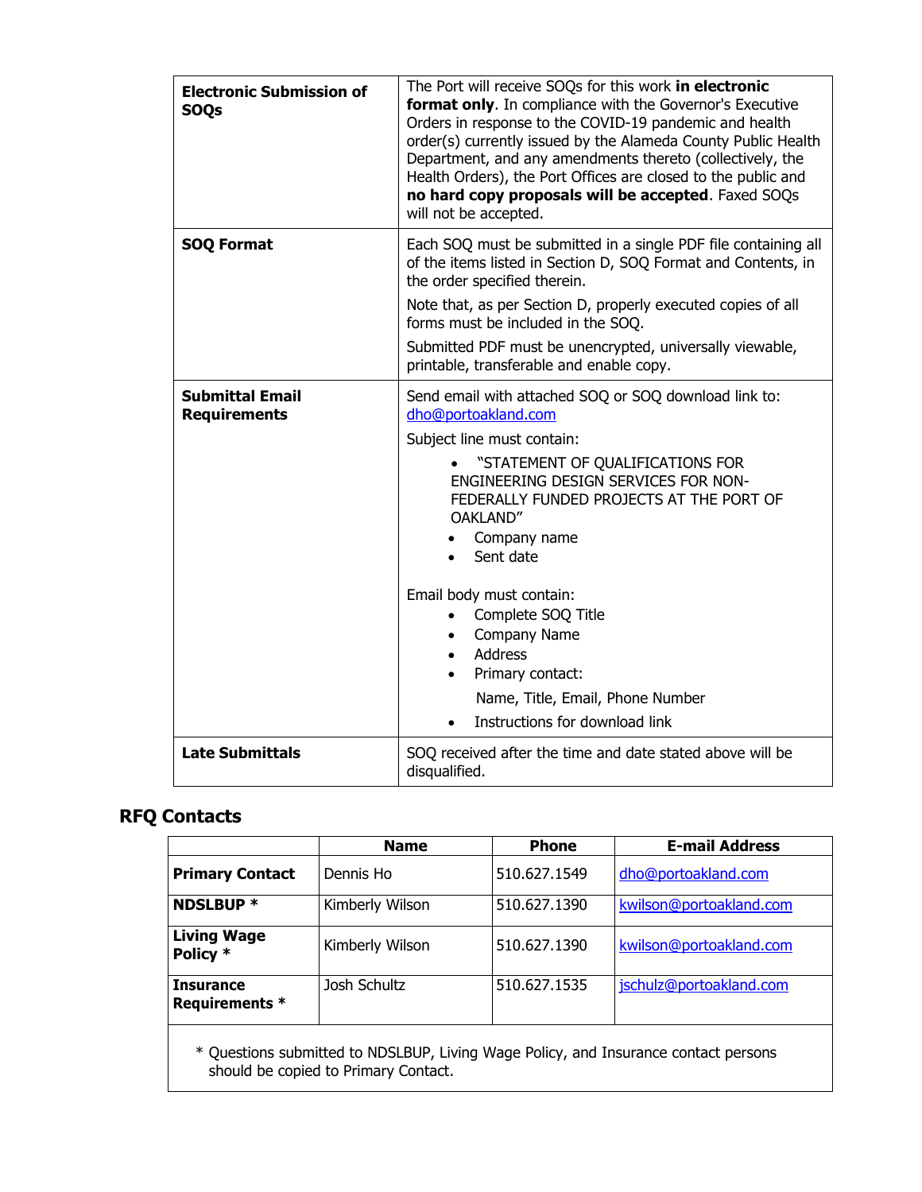| | |
|---|---|
| **Electronic Submission of SOQs** | The Port will receive SOQs for this work **in electronic format only**. In compliance with the Governor's Executive Orders in response to the COVID-19 pandemic and health order(s) currently issued by the Alameda County Public Health Department, and any amendments thereto (collectively, the Health Orders), the Port Offices are closed to the public and **no hard copy proposals will be accepted**. Faxed SOQs will not be accepted. |
| **SOQ Format** | Each SOQ must be submitted in a single PDF file containing all of the items listed in Section D, SOQ Format and Contents, in the order specified therein.<br><br>Note that, as per Section D, properly executed copies of all forms must be included in the SOQ.<br><br>Submitted PDF must be unencrypted, universally viewable, printable, transferable and enable copy. |
| **Submittal Email Requirements** | Send email with attached SOQ or SOQ download link to: dho@portoakland.com<br><br>Subject line must contain:<br>• "STATEMENT OF QUALIFICATIONS FOR ENGINEERING DESIGN SERVICES FOR NON-FEDERALLY FUNDED PROJECTS AT THE PORT OF OAKLAND"<br>• Company name<br>• Sent date<br><br>Email body must contain:<br>• Complete SOQ Title<br>• Company Name<br>• Address<br>• Primary contact:<br>Name, Title, Email, Phone Number<br>• Instructions for download link |
| **Late Submittals** | SOQ received after the time and date stated above will be disqualified. |

## RFQ Contacts

| | Name | Phone | E-mail Address |
|---|---|---|---|
| **Primary Contact** | Dennis Ho | 510.627.1549 | dho@portoakland.com |
| **NDSLBUP *** | Kimberly Wilson | 510.627.1390 | kwilson@portoakland.com |
| **Living Wage Policy *** | Kimberly Wilson | 510.627.1390 | kwilson@portoakland.com |
| **Insurance Requirements *** | Josh Schultz | 510.627.1535 | jschulz@portoakland.com |

* Questions submitted to NDSLBUP, Living Wage Policy, and Insurance contact persons should be copied to Primary Contact.